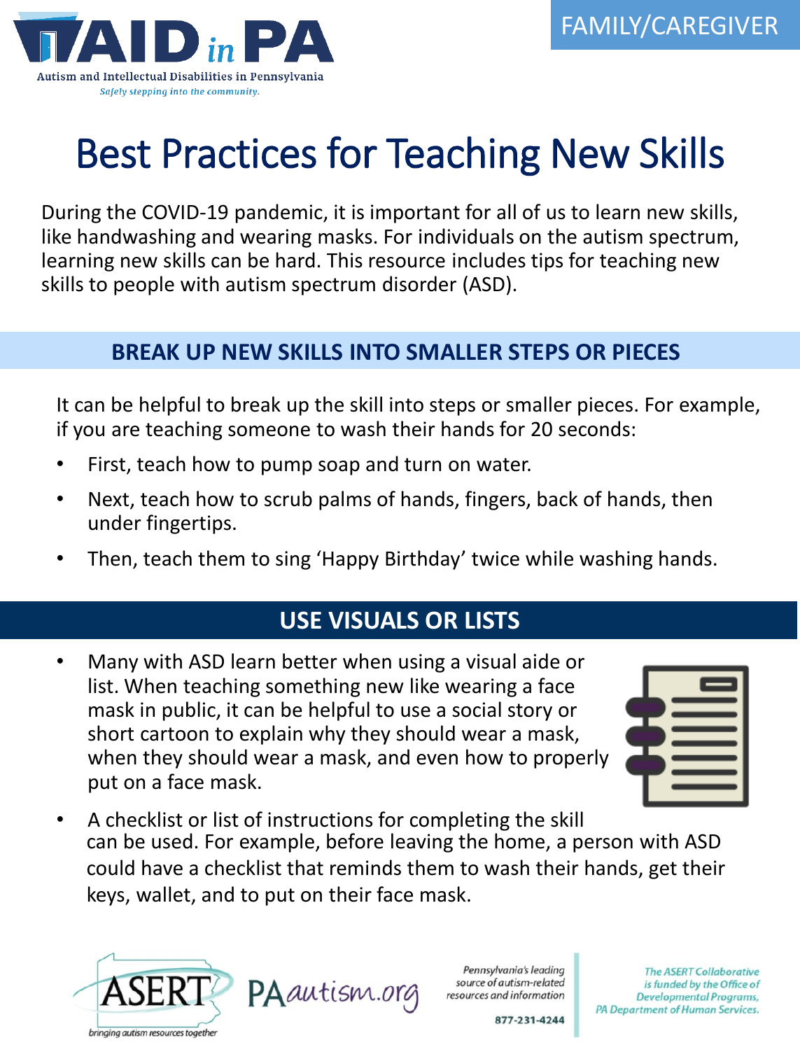FAMILY/CAREGIVER

AID in PA

Autism and Intellectual Disabilities in Pennsylvania

*Safely stepping into the community.*

# Best Practices for Teaching New Skills

During the COVID-19 pandemic, it is important for all of us to learn new skills, like handwashing and wearing masks. For individuals on the autism spectrum, learning new skills can be hard. This resource includes tips for teaching new skills to people with autism spectrum disorder (ASD).

## BREAK UP NEW SKILLS INTO SMALLER STEPS OR PIECES

It can be helpful to break up the skill into steps or smaller pieces. For example, if you are teaching someone to wash their hands for 20 seconds:

- First, teach how to pump soap and turn on water.
- Next, teach how to scrub palms of hands, fingers, back of hands, then under fingertips.
- Then, teach them to sing 'Happy Birthday' twice while washing hands.

## USE VISUALS OR LISTS

- Many with ASD learn better when using a visual aide or list. When teaching something new like wearing a face mask in public, it can be helpful to use a social story or short cartoon to explain why they should wear a mask, when they should wear a mask, and even how to properly put on a face mask.
- A checklist or list of instructions for completing the skill can be used. For example, before leaving the home, a person with ASD could have a checklist that reminds them to wash their hands, get their keys, wallet, and to put on their face mask.

ASERT — bringing autism resources together

PAautism.org

*Pennsylvania's leading source of autism-related resources and information*

877-231-4244

*The ASERT Collaborative is funded by the Office of Developmental Programs, PA Department of Human Services.*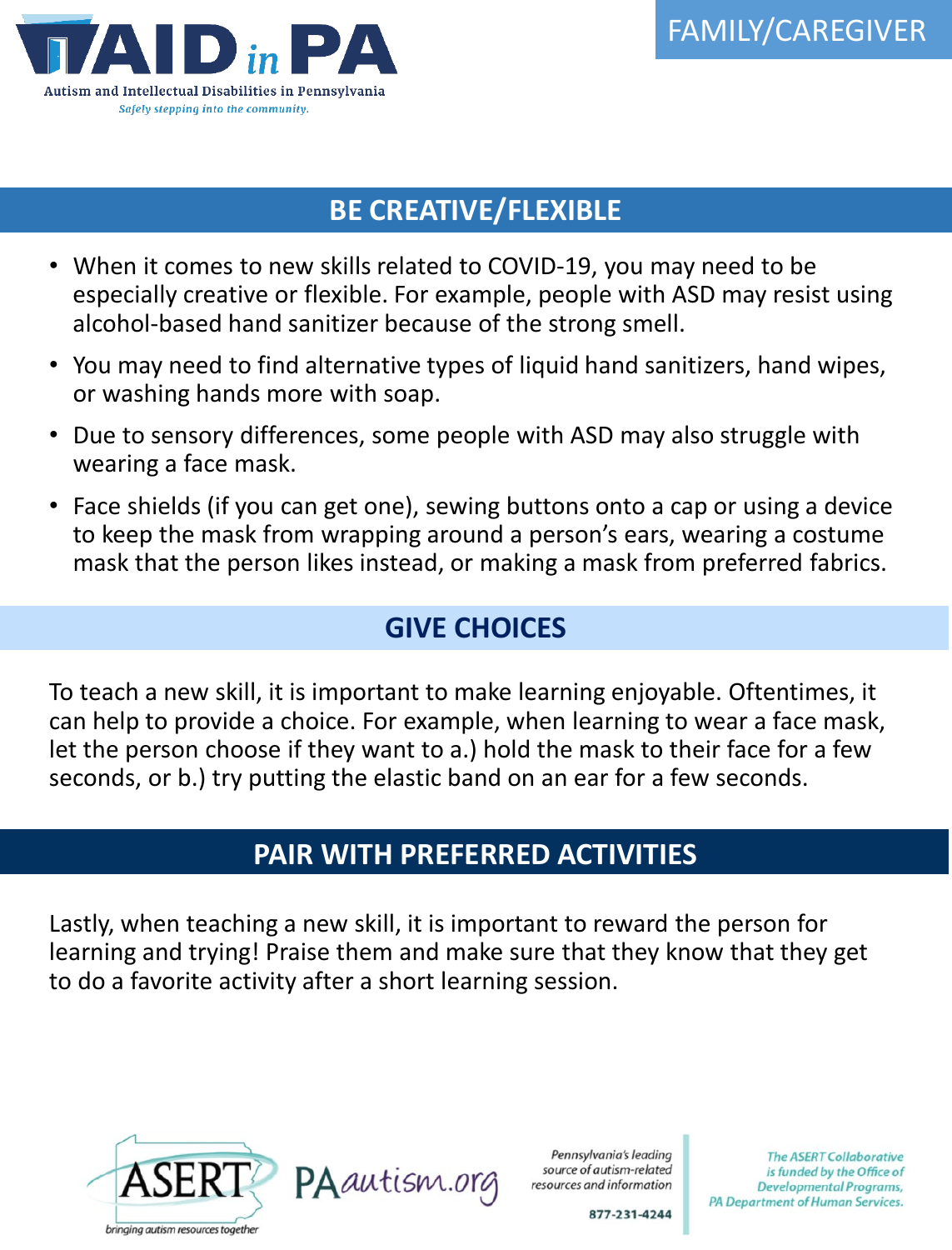# BE CREATIVE/FLEXIBLE

- When it comes to new skills related to COVID-19, you may need to be especially creative or flexible. For example, people with ASD may resist using alcohol-based hand sanitizer because of the strong smell.
- You may need to find alternative types of liquid hand sanitizers, hand wipes, or washing hands more with soap.
- Due to sensory differences, some people with ASD may also struggle with wearing a face mask.
- Face shields (if you can get one), sewing buttons onto a cap or using a device to keep the mask from wrapping around a person's ears, wearing a costume mask that the person likes instead, or making a mask from preferred fabrics.

# GIVE CHOICES

To teach a new skill, it is important to make learning enjoyable. Oftentimes, it can help to provide a choice. For example, when learning to wear a face mask, let the person choose if they want to a.) hold the mask to their face for a few seconds, or b.) try putting the elastic band on an ear for a few seconds.

# PAIR WITH PREFERRED ACTIVITIES

Lastly, when teaching a new skill, it is important to reward the person for learning and trying! Praise them and make sure that they know that they get to do a favorite activity after a short learning session.

ASERT bringing autism resources together

PAautism.org

*Pennsylvania's leading source of autism-related resources and information*

877-231-4244

*The ASERT Collaborative is funded by the Office of Developmental Programs, PA Department of Human Services.*